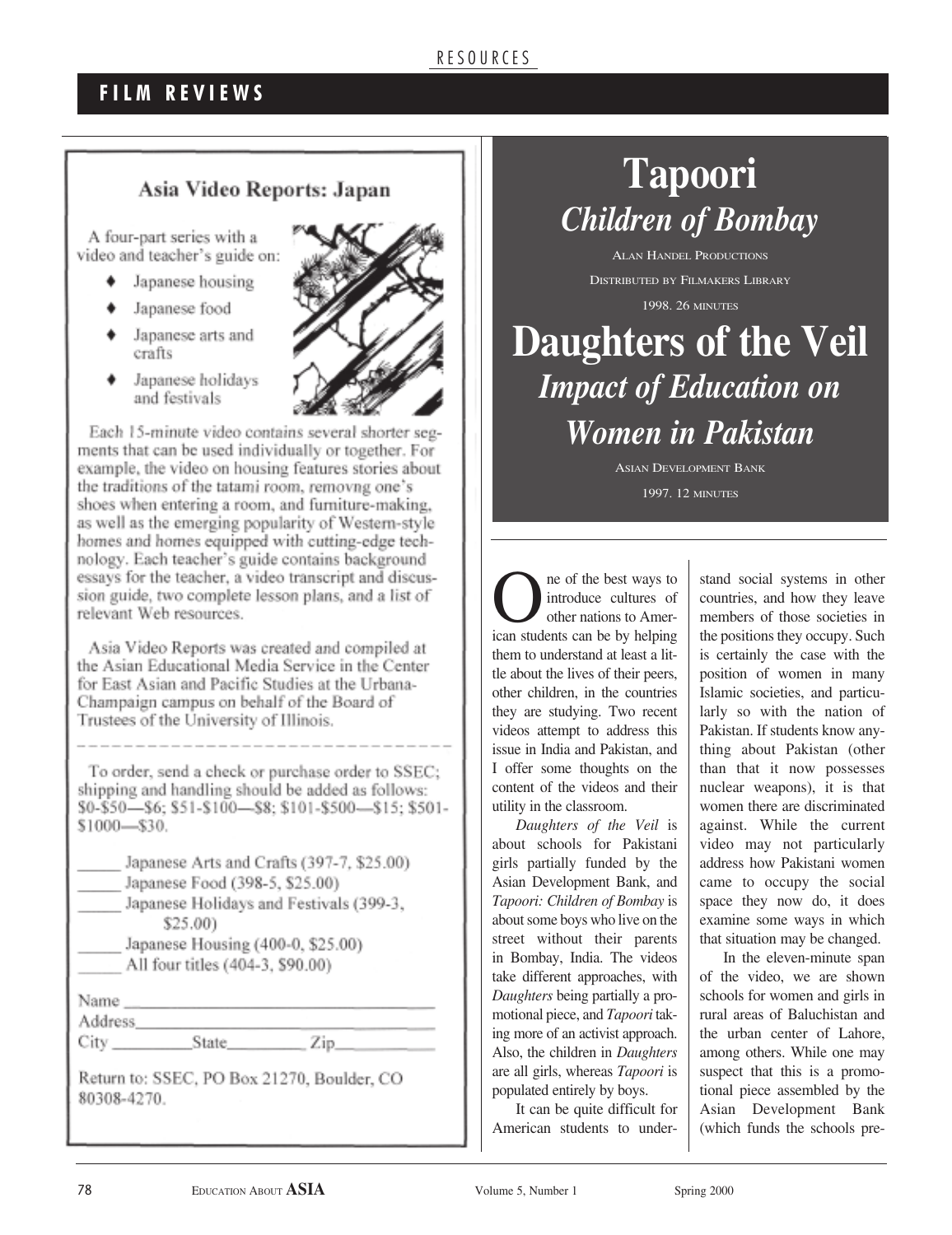RESOURCES

## FILM REVIEWS

### Asia Video Reports: Japan

A four-part series with a video and teacher's guide on:

- Japanese housing
- Japanese food
- Japanese arts and crafts
- Japanese holidays and festivals

Each 15-minute video contains several shorter segments that can be used individually or together. For example, the video on housing features stories about the traditions of the tatami room, removng one's shoes when entering a room, and furniture-making, as well as the emerging popularity of Western-style homes and homes equipped with cutting-edge technology. Each teacher's guide contains background essays for the teacher, a video transcript and discussion guide, two complete lesson plans, and a list of relevant Web resources.

Asia Video Reports was created and compiled at the Asian Educational Media Service in the Center for East Asian and Pacific Studies at the Urbana-Champaign campus on behalf of the Board of Trustees of the University of Illinois.

To order, send a check or purchase order to SSEC; shipping and handling should be added as follows: $0-$50—$6; $51-$100—$8; $101-$500—$15; $501-$1000—$30.

_____ Japanese Arts and Crafts (397-7, $25.00)
_____ Japanese Food (398-5, $25.00)
_____ Japanese Holidays and Festivals (399-3, $25.00)
_____ Japanese Housing (400-0, $25.00)
_____ All four titles (404-3, $90.00)

Name ______________________________
Address ____________________________
City __________ State __________ Zip __________

Return to: SSEC, PO Box 21270, Boulder, CO 80308-4270.

# Tapoori
## *Children of Bombay*

ALAN HANDEL PRODUCTIONS

DISTRIBUTED BY FILMAKERS LIBRARY

1998. 26 MINUTES

# Daughters of the Veil
## *Impact of Education on Women in Pakistan*

ASIAN DEVELOPMENT BANK

1997. 12 MINUTES

One of the best ways to introduce cultures of other nations to American students can be by helping them to understand at least a little about the lives of their peers, other children, in the countries they are studying. Two recent videos attempt to address this issue in India and Pakistan, and I offer some thoughts on the content of the videos and their utility in the classroom.

*Daughters of the Veil* is about schools for Pakistani girls partially funded by the Asian Development Bank, and *Tapoori: Children of Bombay* is about some boys who live on the street without their parents in Bombay, India. The videos take different approaches, with *Daughters* being partially a promotional piece, and *Tapoori* taking more of an activist approach. Also, the children in *Daughters* are all girls, whereas *Tapoori* is populated entirely by boys.

It can be quite difficult for American students to understand social systems in other countries, and how they leave members of those societies in the positions they occupy. Such is certainly the case with the position of women in many Islamic societies, and particularly so with the nation of Pakistan. If students know anything about Pakistan (other than that it now possesses nuclear weapons), it is that women there are discriminated against. While the current video may not particularly address how Pakistani women came to occupy the social space they now do, it does examine some ways in which that situation may be changed.

In the eleven-minute span of the video, we are shown schools for women and girls in rural areas of Baluchistan and the urban center of Lahore, among others. While one may suspect that this is a promotional piece assembled by the Asian Development Bank (which funds the schools pre-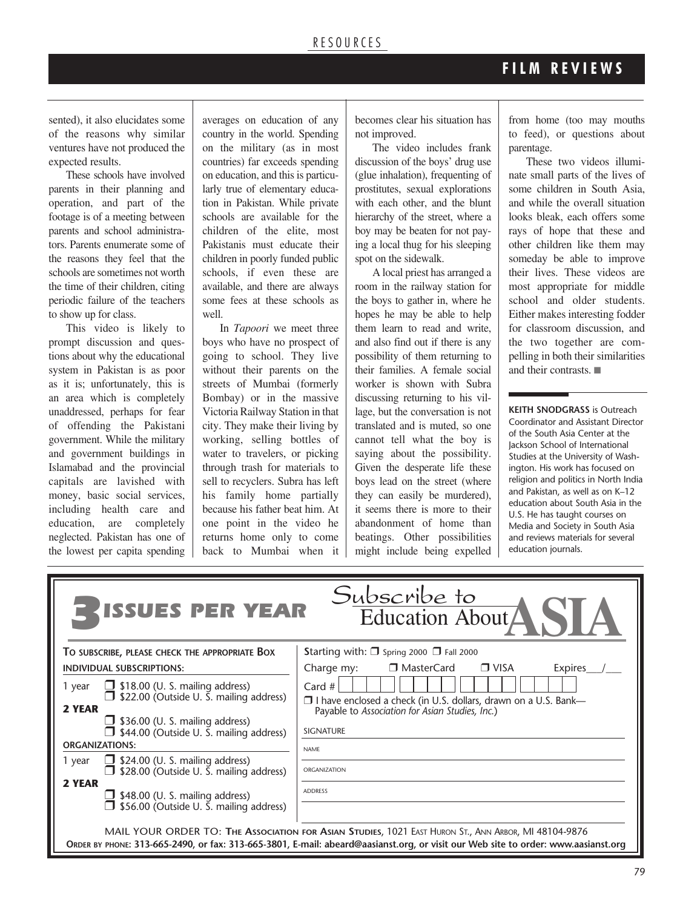sented), it also elucidates some of the reasons why similar ventures have not produced the expected results.

These schools have involved parents in their planning and operation, and part of the footage is of a meeting between parents and school administrators. Parents enumerate some of the reasons they feel that the schools are sometimes not worth the time of their children, citing periodic failure of the teachers to show up for class.

This video is likely to prompt discussion and questions about why the educational system in Pakistan is as poor as it is; unfortunately, this is an area which is completely unaddressed, perhaps for fear of offending the Pakistani government. While the military and government buildings in Islamabad and the provincial capitals are lavished with money, basic social services, including health care and education, are completely neglected. Pakistan has one of the lowest per capita spending averages on education of any country in the world. Spending on the military (as in most countries) far exceeds spending on education, and this is particularly true of elementary education in Pakistan. While private schools are available for the children of the elite, most Pakistanis must educate their children in poorly funded public schools, if even these are available, and there are always some fees at these schools as well.

In *Tapoori* we meet three boys who have no prospect of going to school. They live without their parents on the streets of Mumbai (formerly Bombay) or in the massive Victoria Railway Station in that city. They make their living by working, selling bottles of water to travelers, or picking through trash for materials to sell to recyclers. Subra has left his family home partially because his father beat him. At one point in the video he returns home only to come back to Mumbai when it becomes clear his situation has not improved.

The video includes frank discussion of the boys' drug use (glue inhalation), frequenting of prostitutes, sexual explorations with each other, and the blunt hierarchy of the street, where a boy may be beaten for not paying a local thug for his sleeping spot on the sidewalk.

A local priest has arranged a room in the railway station for the boys to gather in, where he hopes he may be able to help them learn to read and write, and also find out if there is any possibility of them returning to their families. A female social worker is shown with Subra discussing returning to his village, but the conversation is not translated and is muted, so one cannot tell what the boy is saying about the possibility. Given the desperate life these boys lead on the street (where they can easily be murdered), it seems there is more to their abandonment of home than beatings. Other possibilities might include being expelled from home (too may mouths to feed), or questions about parentage.

These two videos illuminate small parts of the lives of some children in South Asia, and while the overall situation looks bleak, each offers some rays of hope that these and other children like them may someday be able to improve their lives. These videos are most appropriate for middle school and older students. Either makes interesting fodder for classroom discussion, and the two together are compelling in both their similarities and their contrasts. ■

**KEITH SNODGRASS** is Outreach Coordinator and Assistant Director of the South Asia Center at the Jackson School of International Studies at the University of Washington. His work has focused on religion and politics in North India and Pakistan, as well as on K–12 education about South Asia in the U.S. He has taught courses on Media and Society in South Asia and reviews materials for several education journals.

---

## 3 ISSUES PER YEAR

## Subscribe to Education About ASIA

**TO SUBSCRIBE, PLEASE CHECK THE APPROPRIATE BOX**

**INDIVIDUAL SUBSCRIPTIONS:**

1 year
- ❒ $18.00 (U. S. mailing address)
- ❒ $22.00 (Outside U. S. mailing address)

**2 YEAR**
- ❒ $36.00 (U. S. mailing address)
- ❒ $44.00 (Outside U. S. mailing address)

**ORGANIZATIONS:**

1 year
- ❒ $24.00 (U. S. mailing address)
- ❒ $28.00 (Outside U. S. mailing address)

**2 YEAR**
- ❒ $48.00 (U. S. mailing address)
- ❒ $56.00 (Outside U. S. mailing address)

**S**tarting with: ❒ Spring 2000 ❒ Fall 2000

Charge my: ❒ MasterCard ❒ VISA Expires___/___

Card #

❒ I have enclosed a check (in U.S. dollars, drawn on a U.S. Bank—Payable to *Association for Asian Studies, Inc.*)

SIGNATURE

NAME

ORGANIZATION

ADDRESS

MAIL YOUR ORDER TO: **THE ASSOCIATION FOR ASIAN STUDIES**, 1021 EAST HURON ST., ANN ARBOR, MI 48104-9876

**ORDER BY PHONE: 313-665-2490, or fax: 313-665-3801, E-mail: abeard@aasianst.org, or visit our Web site to order: www.aasianst.org**